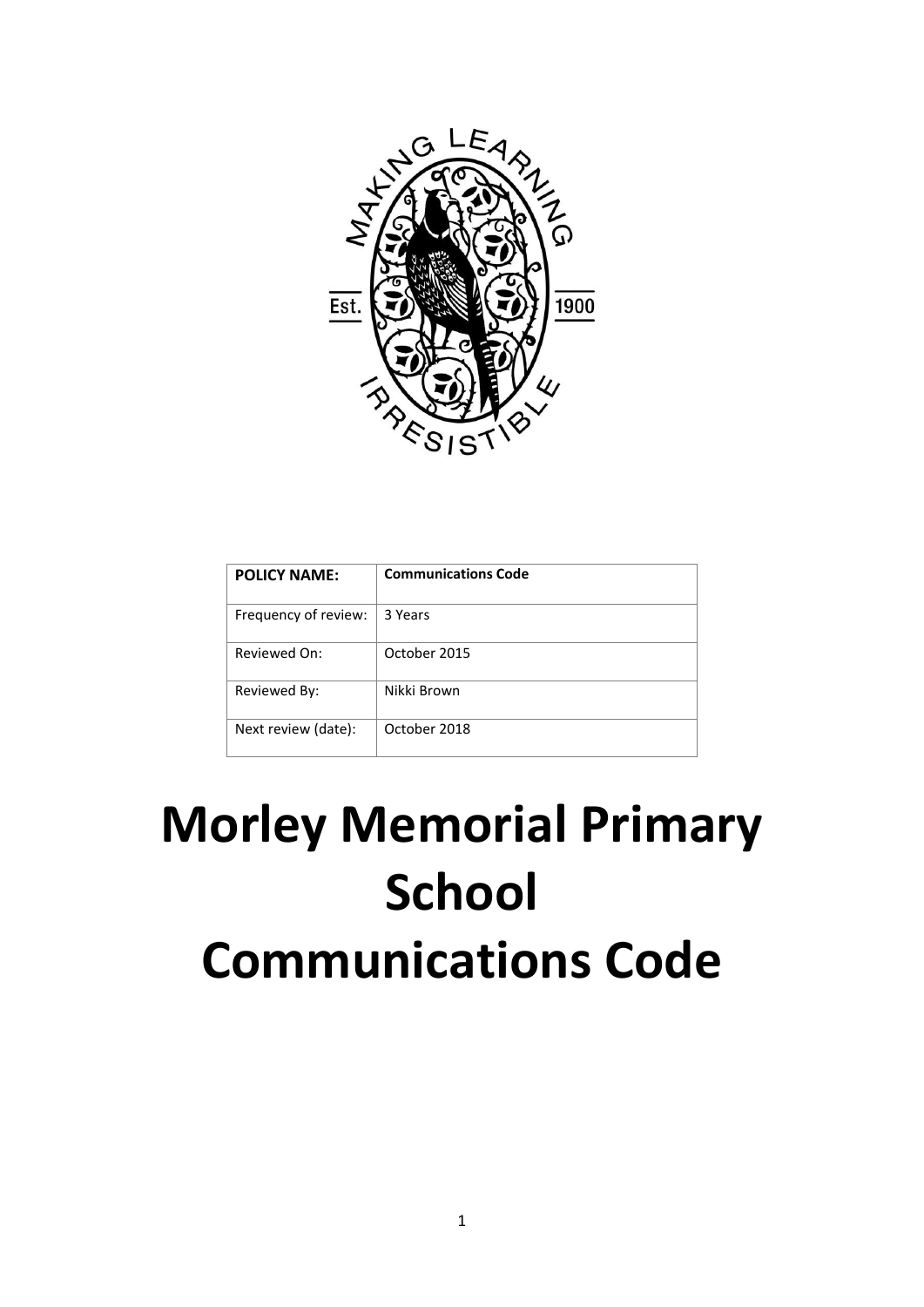| POLICY NAME: | Communications Code |
|---|---|
| Frequency of review: | 3 Years |
| Reviewed On: | October 2015 |
| Reviewed By: | Nikki Brown |
| Next review (date): | October 2018 |

# Morley Memorial Primary School Communications Code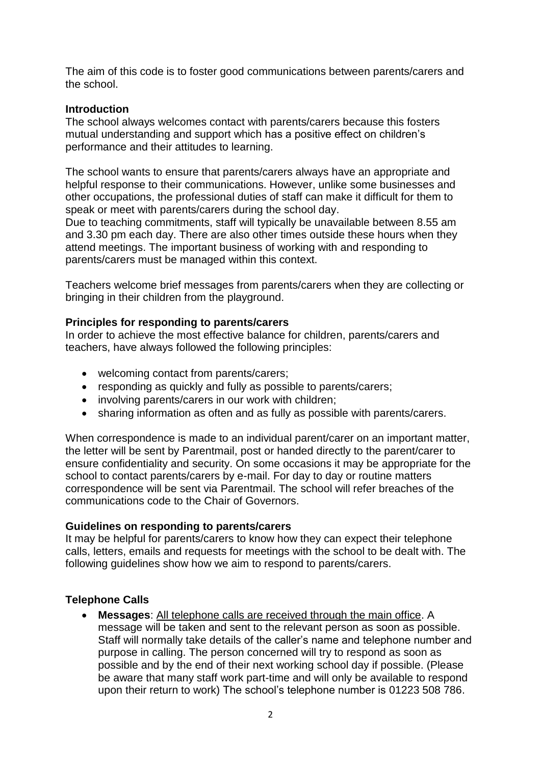The aim of this code is to foster good communications between parents/carers and the school.

**Introduction**

The school always welcomes contact with parents/carers because this fosters mutual understanding and support which has a positive effect on children's performance and their attitudes to learning.

The school wants to ensure that parents/carers always have an appropriate and helpful response to their communications. However, unlike some businesses and other occupations, the professional duties of staff can make it difficult for them to speak or meet with parents/carers during the school day.

Due to teaching commitments, staff will typically be unavailable between 8.55 am and 3.30 pm each day. There are also other times outside these hours when they attend meetings. The important business of working with and responding to parents/carers must be managed within this context.

Teachers welcome brief messages from parents/carers when they are collecting or bringing in their children from the playground.

**Principles for responding to parents/carers**

In order to achieve the most effective balance for children, parents/carers and teachers, have always followed the following principles:

- welcoming contact from parents/carers;
- responding as quickly and fully as possible to parents/carers;
- involving parents/carers in our work with children;
- sharing information as often and as fully as possible with parents/carers.

When correspondence is made to an individual parent/carer on an important matter, the letter will be sent by Parentmail, post or handed directly to the parent/carer to ensure confidentiality and security. On some occasions it may be appropriate for the school to contact parents/carers by e-mail. For day to day or routine matters correspondence will be sent via Parentmail. The school will refer breaches of the communications code to the Chair of Governors.

**Guidelines on responding to parents/carers**

It may be helpful for parents/carers to know how they can expect their telephone calls, letters, emails and requests for meetings with the school to be dealt with. The following guidelines show how we aim to respond to parents/carers.

**Telephone Calls**

- **Messages**: <u>All telephone calls are received through the main office</u>. A message will be taken and sent to the relevant person as soon as possible. Staff will normally take details of the caller's name and telephone number and purpose in calling. The person concerned will try to respond as soon as possible and by the end of their next working school day if possible. (Please be aware that many staff work part-time and will only be available to respond upon their return to work) The school's telephone number is 01223 508 786.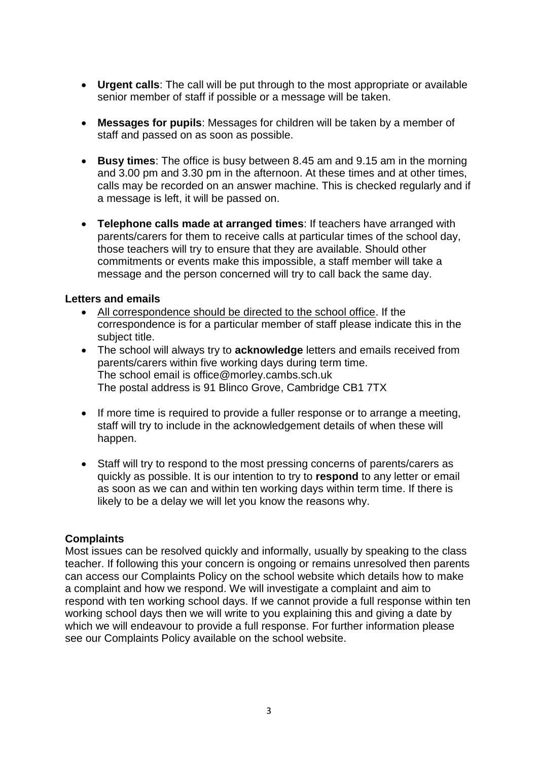- **Urgent calls**: The call will be put through to the most appropriate or available senior member of staff if possible or a message will be taken.

- **Messages for pupils**: Messages for children will be taken by a member of staff and passed on as soon as possible.

- **Busy times**: The office is busy between 8.45 am and 9.15 am in the morning and 3.00 pm and 3.30 pm in the afternoon. At these times and at other times, calls may be recorded on an answer machine. This is checked regularly and if a message is left, it will be passed on.

- **Telephone calls made at arranged times**: If teachers have arranged with parents/carers for them to receive calls at particular times of the school day, those teachers will try to ensure that they are available. Should other commitments or events make this impossible, a staff member will take a message and the person concerned will try to call back the same day.

**Letters and emails**

- <u>All correspondence should be directed to the school office</u>. If the correspondence is for a particular member of staff please indicate this in the subject title.
- The school will always try to **acknowledge** letters and emails received from parents/carers within five working days during term time.
  The school email is office@morley.cambs.sch.uk
  The postal address is 91 Blinco Grove, Cambridge CB1 7TX

- If more time is required to provide a fuller response or to arrange a meeting, staff will try to include in the acknowledgement details of when these will happen.

- Staff will try to respond to the most pressing concerns of parents/carers as quickly as possible. It is our intention to try to **respond** to any letter or email as soon as we can and within ten working days within term time. If there is likely to be a delay we will let you know the reasons why.

**Complaints**

Most issues can be resolved quickly and informally, usually by speaking to the class teacher. If following this your concern is ongoing or remains unresolved then parents can access our Complaints Policy on the school website which details how to make a complaint and how we respond. We will investigate a complaint and aim to respond with ten working school days. If we cannot provide a full response within ten working school days then we will write to you explaining this and giving a date by which we will endeavour to provide a full response. For further information please see our Complaints Policy available on the school website.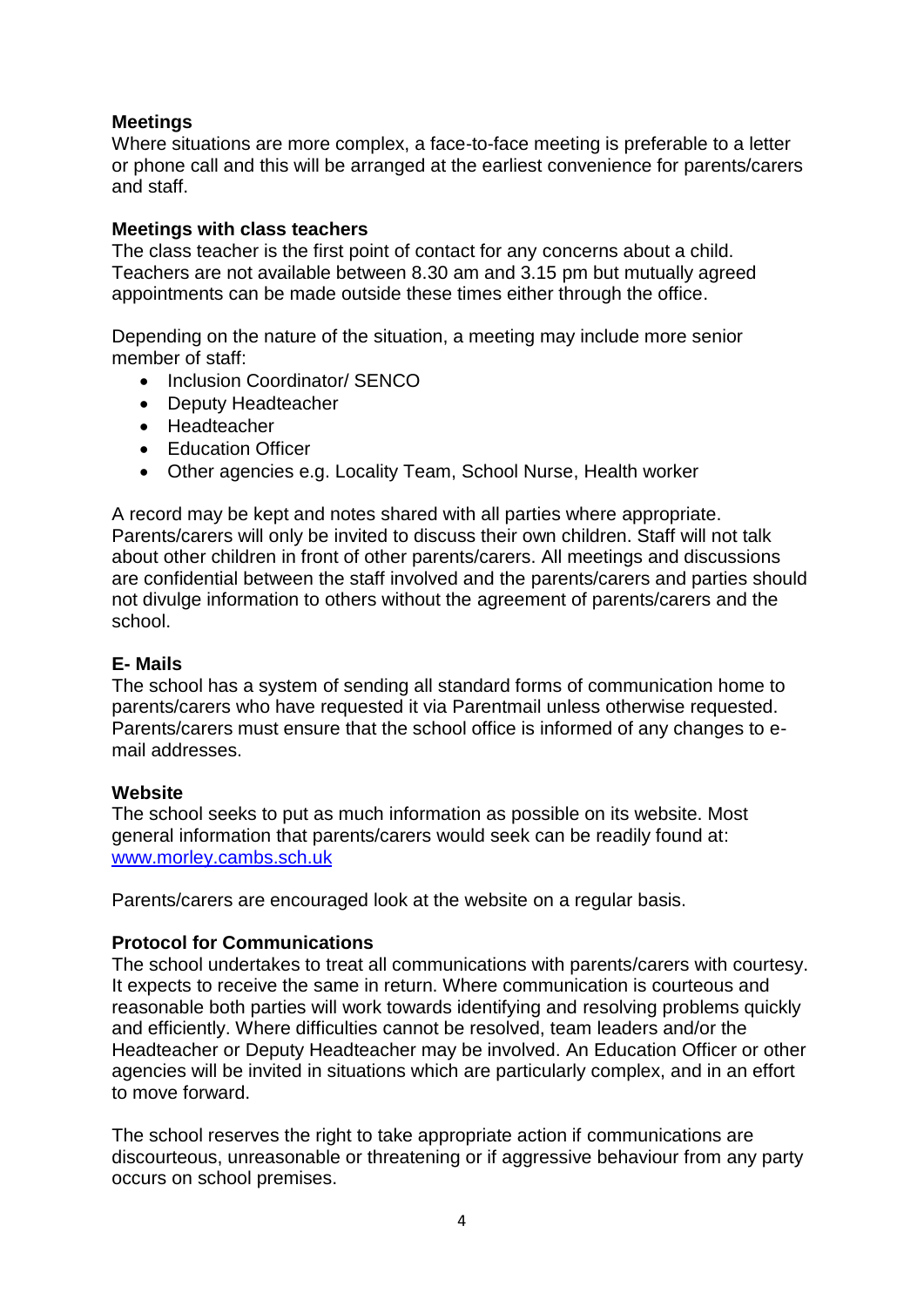### Meetings

Where situations are more complex, a face-to-face meeting is preferable to a letter or phone call and this will be arranged at the earliest convenience for parents/carers and staff.

### Meetings with class teachers

The class teacher is the first point of contact for any concerns about a child. Teachers are not available between 8.30 am and 3.15 pm but mutually agreed appointments can be made outside these times either through the office.

Depending on the nature of the situation, a meeting may include more senior member of staff:

- Inclusion Coordinator/ SENCO
- Deputy Headteacher
- Headteacher
- Education Officer
- Other agencies e.g. Locality Team, School Nurse, Health worker

A record may be kept and notes shared with all parties where appropriate. Parents/carers will only be invited to discuss their own children. Staff will not talk about other children in front of other parents/carers. All meetings and discussions are confidential between the staff involved and the parents/carers and parties should not divulge information to others without the agreement of parents/carers and the school.

### E- Mails

The school has a system of sending all standard forms of communication home to parents/carers who have requested it via Parentmail unless otherwise requested. Parents/carers must ensure that the school office is informed of any changes to e-mail addresses.

### Website

The school seeks to put as much information as possible on its website. Most general information that parents/carers would seek can be readily found at: [www.morley.cambs.sch.uk](http://www.morley.cambs.sch.uk)

Parents/carers are encouraged look at the website on a regular basis.

### Protocol for Communications

The school undertakes to treat all communications with parents/carers with courtesy. It expects to receive the same in return. Where communication is courteous and reasonable both parties will work towards identifying and resolving problems quickly and efficiently. Where difficulties cannot be resolved, team leaders and/or the Headteacher or Deputy Headteacher may be involved. An Education Officer or other agencies will be invited in situations which are particularly complex, and in an effort to move forward.

The school reserves the right to take appropriate action if communications are discourteous, unreasonable or threatening or if aggressive behaviour from any party occurs on school premises.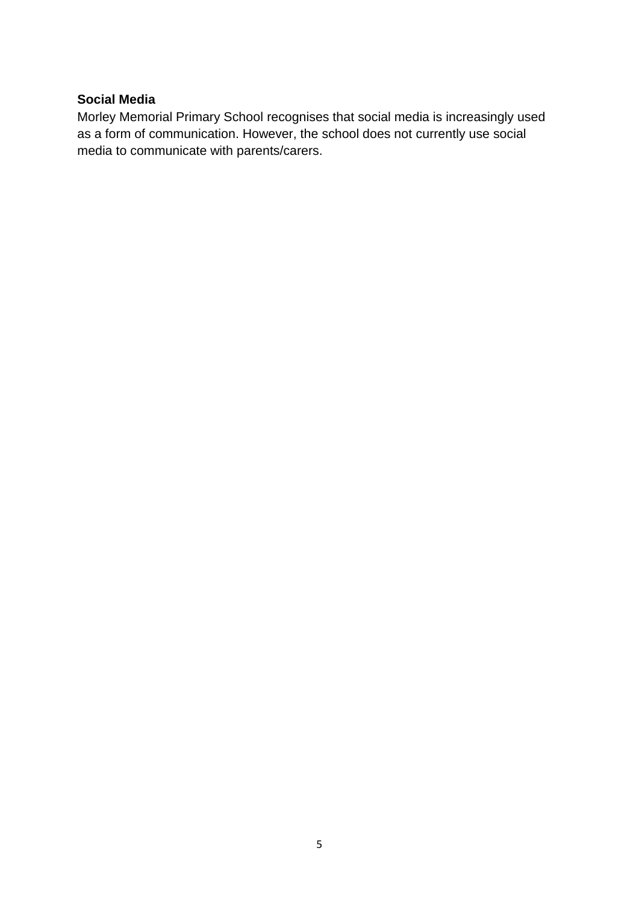**Social Media**

Morley Memorial Primary School recognises that social media is increasingly used as a form of communication. However, the school does not currently use social media to communicate with parents/carers.